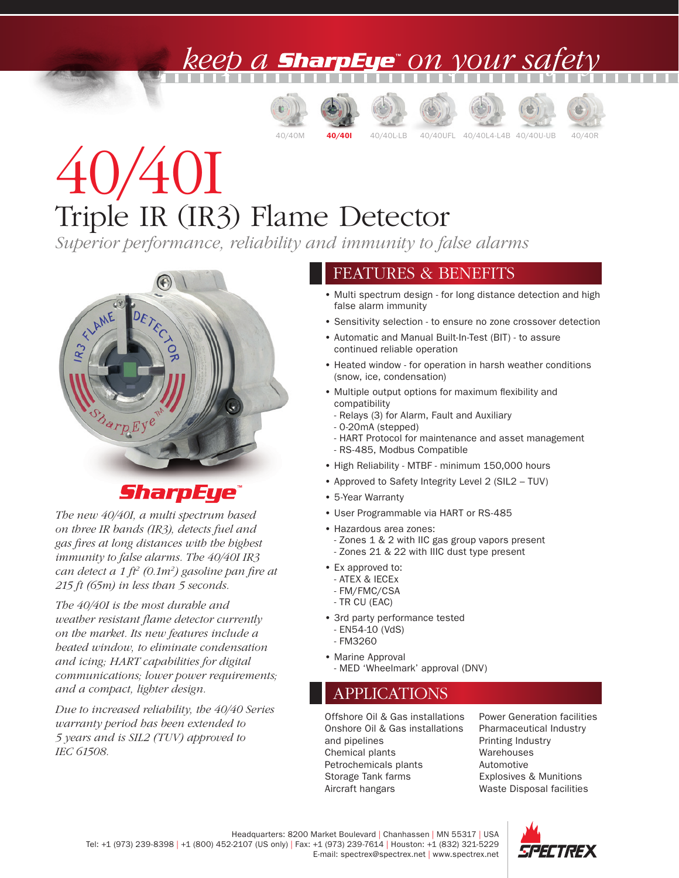keep a SharpEye™ on your safety

40/40M | **40/40I** | 40/40L-LB | 40/40UFL | 40/40L4-L4B | 40/40U-UB | 40/40R

# 40/40I

## Triple IR (IR3) Flame Detector

*Superior performance, reliability and immunity to false alarms*

SharpEye™

*The new 40/40I, a multi spectrum based on three IR bands (IR3), detects fuel and gas fires at long distances with the highest immunity to false alarms. The 40/40I IR3 can detect a 1 ft² (0.1m²) gasoline pan fire at 215 ft (65m) in less than 5 seconds.*

*The 40/40I is the most durable and weather resistant flame detector currently on the market. Its new features include a heated window, to eliminate condensation and icing; HART capabilities for digital communications; lower power requirements; and a compact, lighter design.*

*Due to increased reliability, the 40/40 Series warranty period has been extended to 5 years and is SIL2 (TUV) approved to IEC 61508.*

## FEATURES & BENEFITS

- Multi spectrum design - for long distance detection and high false alarm immunity
- Sensitivity selection - to ensure no zone crossover detection
- Automatic and Manual Built-In-Test (BIT) - to assure continued reliable operation
- Heated window - for operation in harsh weather conditions (snow, ice, condensation)
- Multiple output options for maximum flexibility and compatibility
  - Relays (3) for Alarm, Fault and Auxiliary
  - 0-20mA (stepped)
  - HART Protocol for maintenance and asset management
  - RS-485, Modbus Compatible
- High Reliability - MTBF - minimum 150,000 hours
- Approved to Safety Integrity Level 2 (SIL2 – TUV)
- 5-Year Warranty
- User Programmable via HART or RS-485
- Hazardous area zones:
  - Zones 1 & 2 with IIC gas group vapors present
  - Zones 21 & 22 with IIIC dust type present
- Ex approved to:
  - ATEX & IECEx
  - FM/FMC/CSA
  - TR CU (EAC)
- 3rd party performance tested
  - EN54-10 (VdS)
  - FM3260
- Marine Approval
  - MED 'Wheelmark' approval (DNV)

## APPLICATIONS

Offshore Oil & Gas installations
Onshore Oil & Gas installations and pipelines
Chemical plants
Petrochemicals plants
Storage Tank farms
Aircraft hangars
Power Generation facilities
Pharmaceutical Industry
Printing Industry
Warehouses
Automotive
Explosives & Munitions
Waste Disposal facilities

Headquarters: 8200 Market Boulevard | Chanhassen | MN 55317 | USA
Tel: +1 (973) 239-8398 | +1 (800) 452-2107 (US only) | Fax: +1 (973) 239-7614 | Houston: +1 (832) 321-5229
E-mail: spectrex@spectrex.net | www.spectrex.net

SPECTREX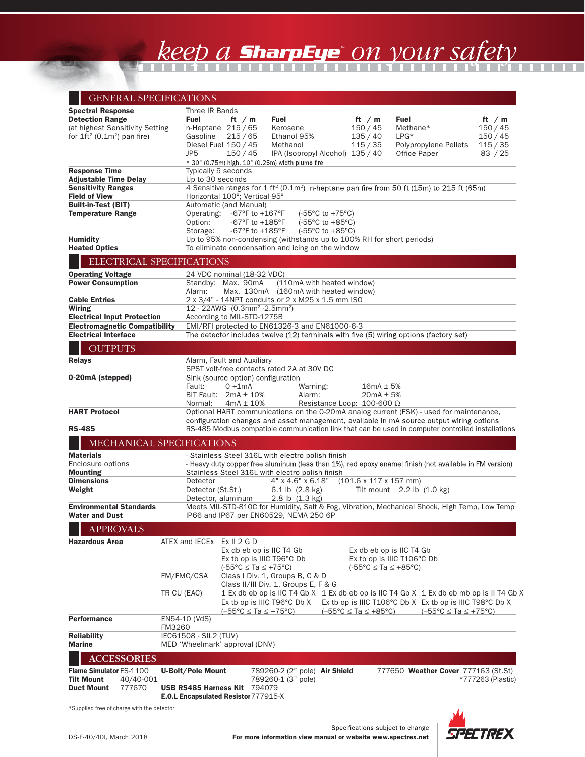keep a **SharpEye**™ on your safety

## GENERAL SPECIFICATIONS

| | |
|---|---|
| **Spectral Response** | Three IR Bands |
| **Detection Range** (at highest Sensitivity Setting for 1ft² (0.1m²) pan fire) | See table below |
| **Response Time** | Typically 5 seconds |
| **Adjustable Time Delay** | Up to 30 seconds |
| **Sensitivity Ranges** | 4 Sensitive ranges for 1 ft² (0.1m²) n-heptane pan fire from 50 ft (15m) to 215 ft (65m) |
| **Field of View** | Horizontal 100°; Vertical 95° |
| **Built-in-Test (BIT)** | Automatic (and Manual) |
| **Temperature Range** | Operating: -67°F to +167°F (-55°C to +75°C)<br>Option: -67°F to +185°F (-55°C to +85°C)<br>Storage: -67°F to +185°F (-55°C to +85°C) |
| **Humidity** | Up to 95% non-condensing (withstands up to 100% RH for short periods) |
| **Heated Optics** | To eliminate condensation and icing on the window |

**Detection Range**

| Fuel | ft / m | Fuel | ft / m | Fuel | ft / m |
|---|---|---|---|---|---|
| n-Heptane | 215 / 65 | Kerosene | 150 / 45 | Methane* | 150 / 45 |
| Gasoline | 215 / 65 | Ethanol 95% | 135 / 40 | LPG* | 150 / 45 |
| Diesel Fuel | 150 / 45 | Methanol | 115 / 35 | Polypropylene Pellets | 115 / 35 |
| JP5 | 150 / 45 | IPA (Isopropyl Alcohol) | 135 / 40 | Office Paper | 83 / 25 |

\* 30" (0.75m) high, 10" (0.25m) width plume fire

## ELECTRICAL SPECIFICATIONS

| | |
|---|---|
| **Operating Voltage** | 24 VDC nominal (18-32 VDC) |
| **Power Consumption** | Standby: Max. 90mA (110mA with heated window)<br>Alarm: Max. 130mA (160mA with heated window) |
| **Cable Entries** | 2 x 3/4" - 14NPT conduits or 2 x M25 x 1.5 mm ISO |
| **Wiring** | 12 - 22AWG (0.3mm² -2.5mm²) |
| **Electrical Input Protection** | According to MIL-STD-1275B |
| **Electromagnetic Compatibility** | EMI/RFI protected to EN61326-3 and EN61000-6-3 |
| **Electrical Interface** | The detector includes twelve (12) terminals with five (5) wiring options (factory set) |

## OUTPUTS

| | |
|---|---|
| **Relays** | Alarm, Fault and Auxiliary<br>SPST volt-free contacts rated 2A at 30V DC |
| **0-20mA (stepped)** | Sink (source option) configuration<br>Fault: 0 +1mA — Warning: 16mA ± 5%<br>BIT Fault: 2mA ± 10% — Alarm: 20mA ± 5%<br>Normal: 4mA ± 10% — Resistance Loop: 100-600 Ω |
| **HART Protocol** | Optional HART communications on the 0-20mA analog current (FSK) - used for maintenance, configuration changes and asset management, available in mA source output wiring options |
| **RS-485** | RS-485 Modbus compatible communication link that can be used in computer controlled installations |

## MECHANICAL SPECIFICATIONS

| | |
|---|---|
| **Materials**<br>Enclosure options | - Stainless Steel 316L with electro polish finish<br>- Heavy duty copper free aluminum (less than 1%), red epoxy enamel finish (not available in FM version) |
| **Mounting** | Stainless Steel 316L with electro polish finish |
| **Dimensions** | Detector 4" x 4.6" x 6.18" (101.6 x 117 x 157 mm) |
| **Weight** | Detector (St.St.) 6.1 lb (2.8 kg) — Tilt mount 2.2 lb (1.0 kg)<br>Detector, aluminum 2.8 lb (1.3 kg) |
| **Environmental Standards** | Meets MIL-STD-810C for Humidity, Salt & Fog, Vibration, Mechanical Shock, High Temp, Low Temp |
| **Water and Dust** | IP66 and IP67 per EN60529, NEMA 250 6P |

## APPROVALS

| | | | | |
|---|---|---|---|---|
| **Hazardous Area** | ATEX and IECEx | Ex II 2 G D<br>Ex db eb op is IIC T4 Gb<br>Ex tb op is IIIC T96°C Db<br>(-55°C ≤ Ta ≤ +75°C) | Ex db eb op is IIC T4 Gb<br>Ex tb op is IIIC T106°C Db<br>(-55°C ≤ Ta ≤ +85°C) | |
| | FM/FMC/CSA | Class I Div. 1, Groups B, C & D<br>Class II/III Div. 1, Groups E, F & G | | |
| | TR CU (EAC) | 1 Ex db eb op is IIC T4 Gb X<br>Ex tb op is IIIC T96°C Db X<br>(–55°C ≤ Ta ≤ +75°C) | 1 Ex db eb op is IIC T4 Gb X<br>Ex tb op is IIIC T106°C Db X<br>(–55°C ≤ Ta ≤ +85°C) | 1 Ex db eb mb op is II T4 Gb X<br>Ex tb op is IIIC T98°C Db X<br>(–55°C ≤ Ta ≤ +75°C) |
| **Performance** | EN54-10 (VdS)<br>FM3260 | | | |
| **Reliability** | IEC61508 - SIL2 (TUV) | | | |
| **Marine** | MED 'Wheelmark' approval (DNV) | | | |

## ACCESSORIES

| | | | | | | | |
|---|---|---|---|---|---|---|---|
| **Flame Simulator** | FS-1100 | **U-Bolt/Pole Mount** | 789260-2 (2" pole)<br>789260-1 (3" pole) | **Air Shield** | 777650 | **Weather Cover** | 777163 (St.St)<br>*777263 (Plastic) |
| **Tilt Mount** | 40/40-001 | **USB RS485 Harness Kit** | 794079 | | | | |
| **Duct Mount** | 777670 | **E.O.L Encapsulated Resistor** | 777915-X | | | | |

\*Supplied free of charge with the detector

DS-F-40/40I, March 2018

Specifications subject to change
**For more information view manual or website www.spectrex.net**

SPECTREX